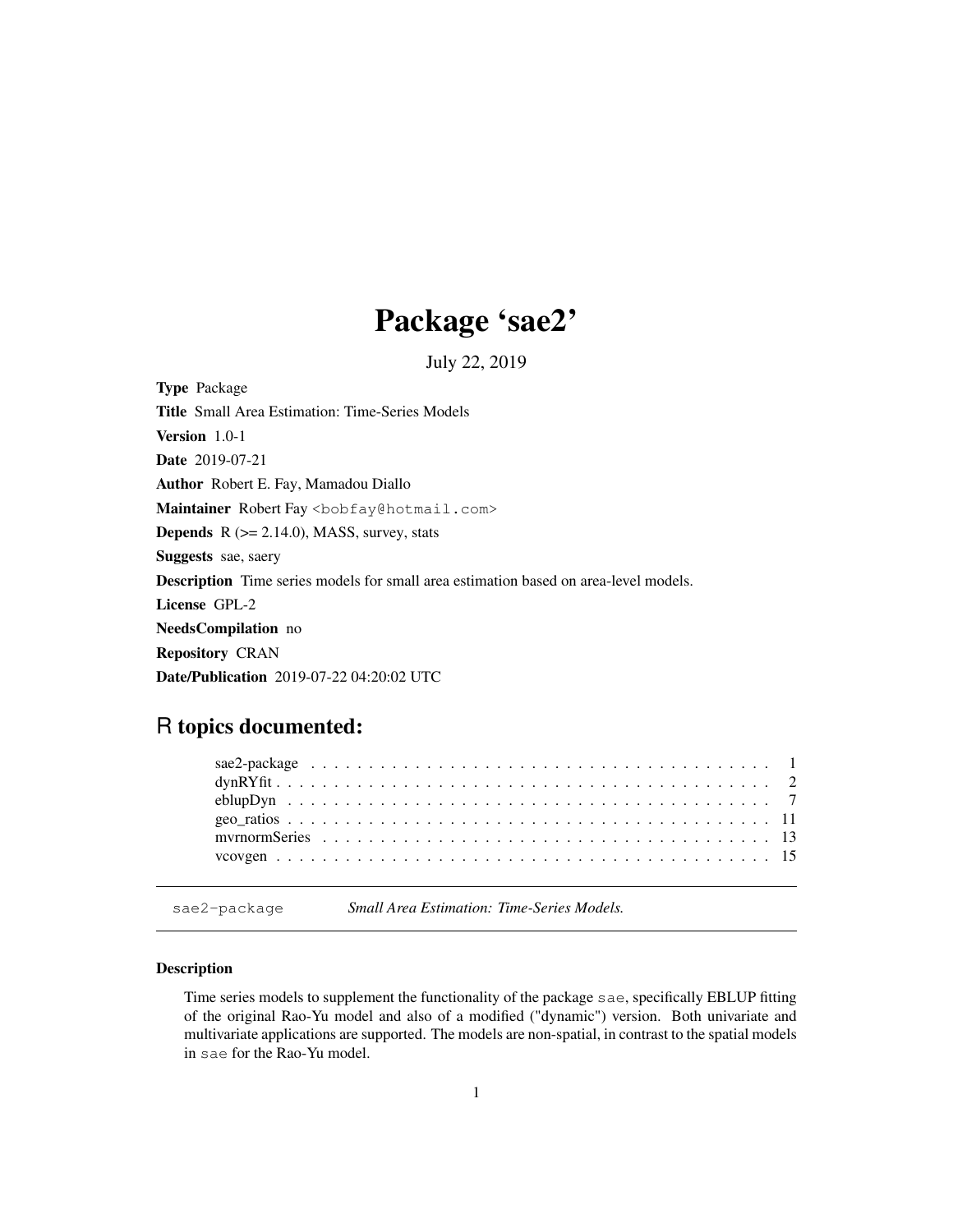# Package 'sae2'

July 22, 2019

**Type** Package

**Title** Small Area Estimation: Time-Series Models

**Version** 1.0-1

**Date** 2019-07-21

**Author** Robert E. Fay, Mamadou Diallo

**Maintainer** Robert Fay <bobfay@hotmail.com>

**Depends** R (>= 2.14.0), MASS, survey, stats

**Suggests** sae, saery

**Description** Time series models for small area estimation based on area-level models.

**License** GPL-2

**NeedsCompilation** no

**Repository** CRAN

**Date/Publication** 2019-07-22 04:20:02 UTC

## R topics documented:

| | |
|---|---|
| sae2-package | 1 |
| dynRYfit | 2 |
| eblupDyn | 7 |
| geo_ratios | 11 |
| mvrnormSeries | 13 |
| vcovgen | 15 |

---

sae2-package *Small Area Estimation: Time-Series Models.*

---

### Description

Time series models to supplement the functionality of the package sae, specifically EBLUP fitting of the original Rao-Yu model and also of a modified ("dynamic") version. Both univariate and multivariate applications are supported. The models are non-spatial, in contrast to the spatial models in sae for the Rao-Yu model.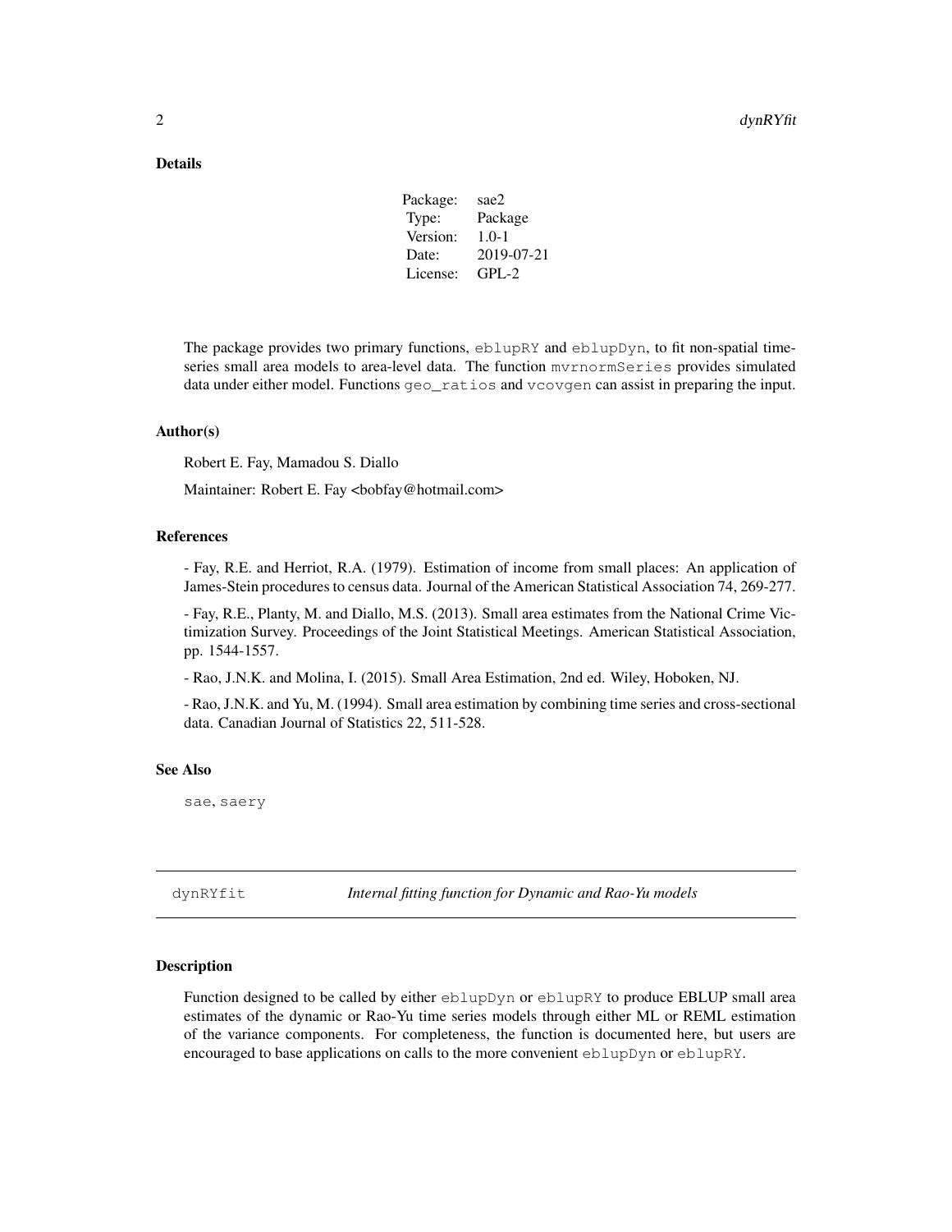## Details

| | |
|---|---|
| Package: | sae2 |
| Type: | Package |
| Version: | 1.0-1 |
| Date: | 2019-07-21 |
| License: | GPL-2 |

The package provides two primary functions, `eblupRY` and `eblupDyn`, to fit non-spatial time-series small area models to area-level data. The function `mvrnormSeries` provides simulated data under either model. Functions `geo_ratios` and `vcovgen` can assist in preparing the input.

## Author(s)

Robert E. Fay, Mamadou S. Diallo

Maintainer: Robert E. Fay <bobfay@hotmail.com>

## References

- Fay, R.E. and Herriot, R.A. (1979). Estimation of income from small places: An application of James-Stein procedures to census data. Journal of the American Statistical Association 74, 269-277.

- Fay, R.E., Planty, M. and Diallo, M.S. (2013). Small area estimates from the National Crime Victimization Survey. Proceedings of the Joint Statistical Meetings. American Statistical Association, pp. 1544-1557.

- Rao, J.N.K. and Molina, I. (2015). Small Area Estimation, 2nd ed. Wiley, Hoboken, NJ.

- Rao, J.N.K. and Yu, M. (1994). Small area estimation by combining time series and cross-sectional data. Canadian Journal of Statistics 22, 511-528.

## See Also

`sae`, `saery`

---

# dynRYfit — *Internal fitting function for Dynamic and Rao-Yu models*

## Description

Function designed to be called by either `eblupDyn` or `eblupRY` to produce EBLUP small area estimates of the dynamic or Rao-Yu time series models through either ML or REML estimation of the variance components. For completeness, the function is documented here, but users are encouraged to base applications on calls to the more convenient `eblupDyn` or `eblupRY`.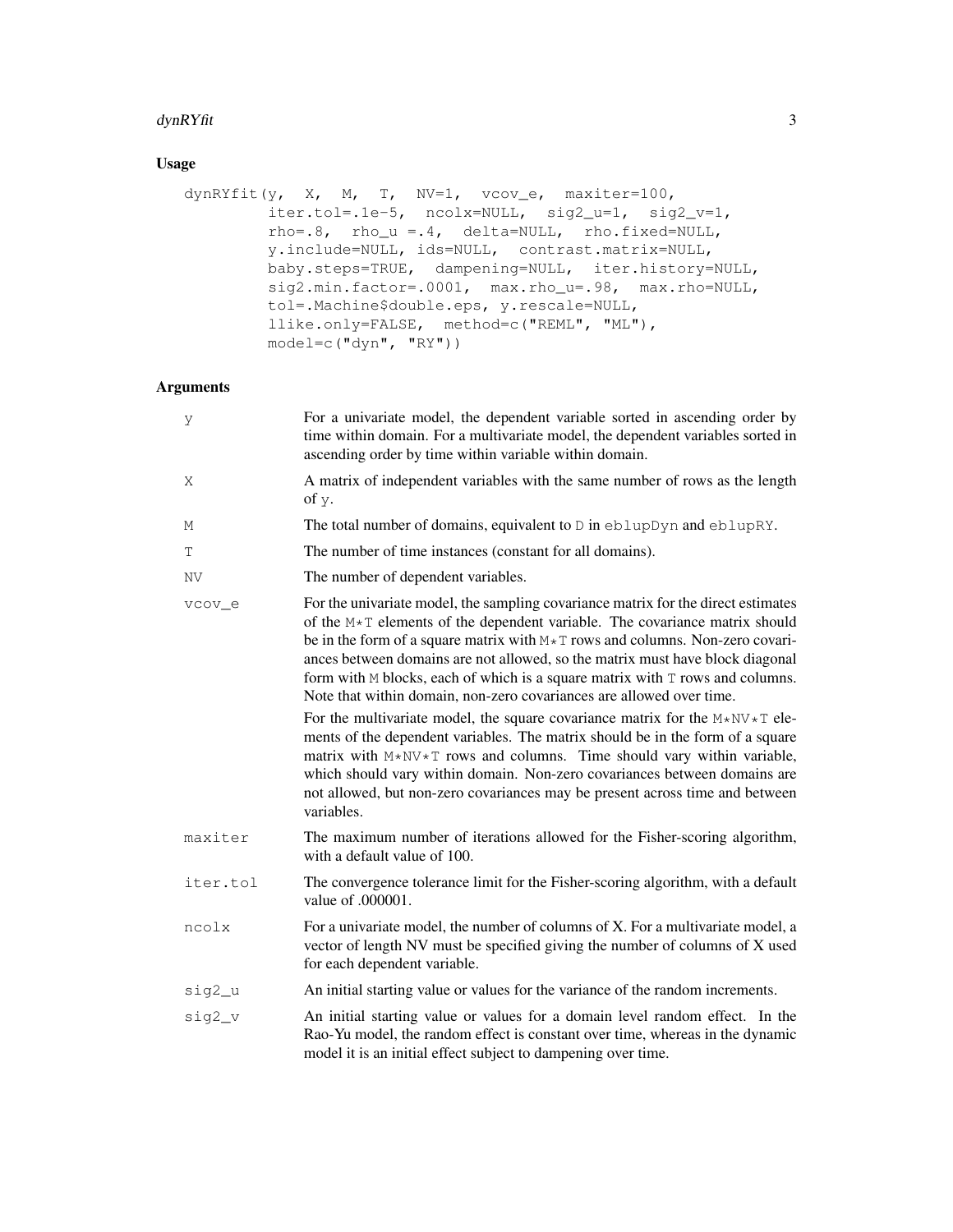## Usage

```
dynRYfit(y,  X,  M,  T,  NV=1,  vcov_e,  maxiter=100,
         iter.tol=.1e-5,  ncolx=NULL,  sig2_u=1,  sig2_v=1,
         rho=.8,  rho_u =.4,  delta=NULL,  rho.fixed=NULL,
         y.include=NULL, ids=NULL,  contrast.matrix=NULL,
         baby.steps=TRUE,  dampening=NULL,  iter.history=NULL,
         sig2.min.factor=.0001,  max.rho_u=.98,  max.rho=NULL,
         tol=.Machine$double.eps, y.rescale=NULL,
         llike.only=FALSE,  method=c("REML", "ML"),
         model=c("dyn", "RY"))
```

## Arguments

| | |
|---|---|
| `y` | For a univariate model, the dependent variable sorted in ascending order by time within domain. For a multivariate model, the dependent variables sorted in ascending order by time within variable within domain. |
| `X` | A matrix of independent variables with the same number of rows as the length of `y`. |
| `M` | The total number of domains, equivalent to `D` in `eblupDyn` and `eblupRY`. |
| `T` | The number of time instances (constant for all domains). |
| `NV` | The number of dependent variables. |
| `vcov_e` | For the univariate model, the sampling covariance matrix for the direct estimates of the `M*T` elements of the dependent variable. The covariance matrix should be in the form of a square matrix with `M*T` rows and columns. Non-zero covariances between domains are not allowed, so the matrix must have block diagonal form with `M` blocks, each of which is a square matrix with `T` rows and columns. Note that within domain, non-zero covariances are allowed over time. <br><br> For the multivariate model, the square covariance matrix for the `M*NV*T` elements of the dependent variables. The matrix should be in the form of a square matrix with `M*NV*T` rows and columns. Time should vary within variable, which should vary within domain. Non-zero covariances between domains are not allowed, but non-zero covariances may be present across time and between variables. |
| `maxiter` | The maximum number of iterations allowed for the Fisher-scoring algorithm, with a default value of 100. |
| `iter.tol` | The convergence tolerance limit for the Fisher-scoring algorithm, with a default value of .000001. |
| `ncolx` | For a univariate model, the number of columns of X. For a multivariate model, a vector of length NV must be specified giving the number of columns of X used for each dependent variable. |
| `sig2_u` | An initial starting value or values for the variance of the random increments. |
| `sig2_v` | An initial starting value or values for a domain level random effect. In the Rao-Yu model, the random effect is constant over time, whereas in the dynamic model it is an initial effect subject to dampening over time. |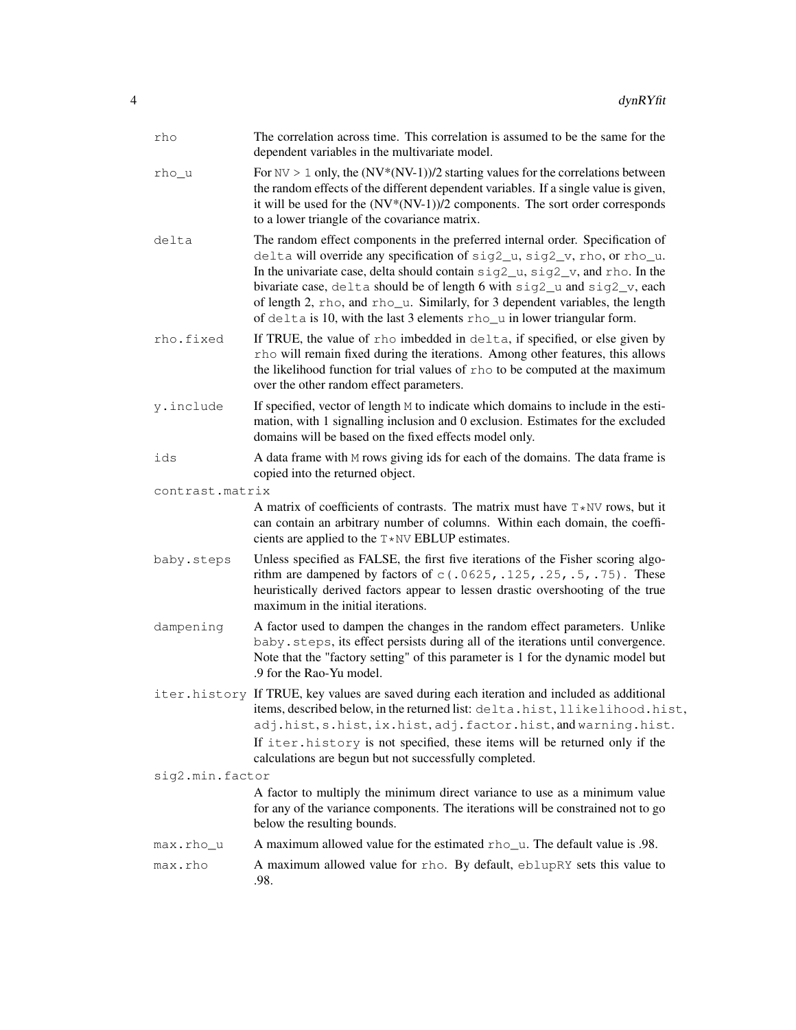rho
: The correlation across time. This correlation is assumed to be the same for the dependent variables in the multivariate model.

rho_u
: For `NV > 1` only, the (NV*(NV-1))/2 starting values for the correlations between the random effects of the different dependent variables. If a single value is given, it will be used for the (NV*(NV-1))/2 components. The sort order corresponds to a lower triangle of the covariance matrix.

delta
: The random effect components in the preferred internal order. Specification of `delta` will override any specification of `sig2_u`, `sig2_v`, `rho`, or `rho_u`. In the univariate case, delta should contain `sig2_u`, `sig2_v`, and `rho`. In the bivariate case, `delta` should be of length 6 with `sig2_u` and `sig2_v`, each of length 2, `rho`, and `rho_u`. Similarly, for 3 dependent variables, the length of `delta` is 10, with the last 3 elements `rho_u` in lower triangular form.

rho.fixed
: If TRUE, the value of `rho` imbedded in `delta`, if specified, or else given by `rho` will remain fixed during the iterations. Among other features, this allows the likelihood function for trial values of `rho` to be computed at the maximum over the other random effect parameters.

y.include
: If specified, vector of length `M` to indicate which domains to include in the estimation, with 1 signalling inclusion and 0 exclusion. Estimates for the excluded domains will be based on the fixed effects model only.

ids
: A data frame with `M` rows giving ids for each of the domains. The data frame is copied into the returned object.

contrast.matrix
: A matrix of coefficients of contrasts. The matrix must have `T*NV` rows, but it can contain an arbitrary number of columns. Within each domain, the coefficients are applied to the `T*NV` EBLUP estimates.

baby.steps
: Unless specified as FALSE, the first five iterations of the Fisher scoring algorithm are dampened by factors of `c(.0625,.125,.25,.5,.75)`. These heuristically derived factors appear to lessen drastic overshooting of the true maximum in the initial iterations.

dampening
: A factor used to dampen the changes in the random effect parameters. Unlike `baby.steps`, its effect persists during all of the iterations until convergence. Note that the "factory setting" of this parameter is 1 for the dynamic model but .9 for the Rao-Yu model.

iter.history
: If TRUE, key values are saved during each iteration and included as additional items, described below, in the returned list: `delta.hist`, `llikelihood.hist`, `adj.hist`, `s.hist`, `ix.hist`, `adj.factor.hist`, and `warning.hist`. If `iter.history` is not specified, these items will be returned only if the calculations are begun but not successfully completed.

sig2.min.factor
: A factor to multiply the minimum direct variance to use as a minimum value for any of the variance components. The iterations will be constrained not to go below the resulting bounds.

max.rho_u
: A maximum allowed value for the estimated `rho_u`. The default value is .98.

max.rho
: A maximum allowed value for `rho`. By default, `eblupRY` sets this value to .98.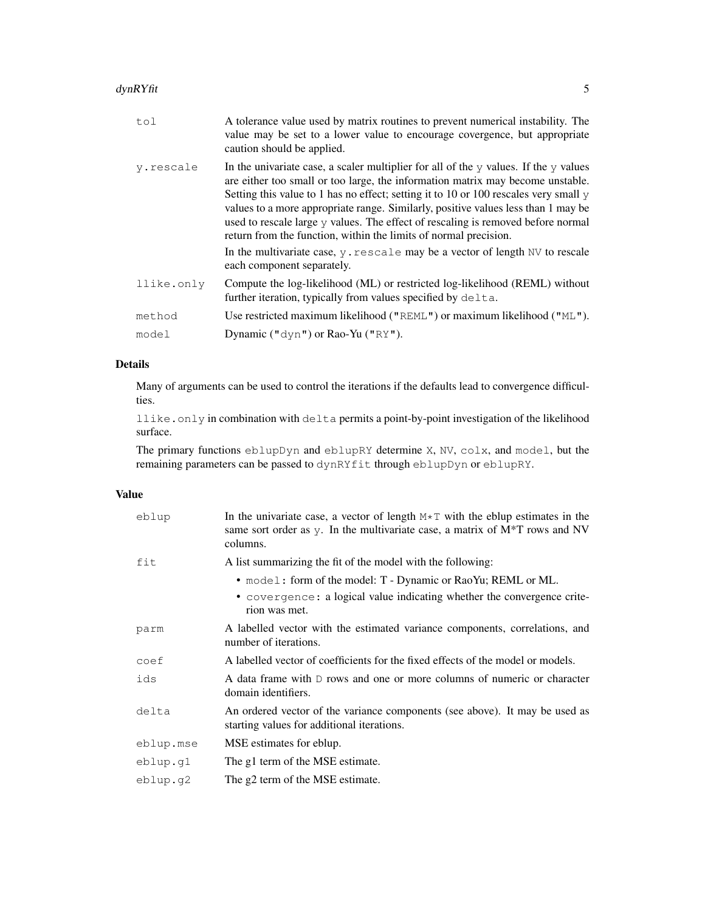| | |
|---|---|
| `tol` | A tolerance value used by matrix routines to prevent numerical instability. The value may be set to a lower value to encourage covergence, but appropriate caution should be applied. |
| `y.rescale` | In the univariate case, a scaler multiplier for all of the `y` values. If the `y` values are either too small or too large, the information matrix may become unstable. Setting this value to 1 has no effect; setting it to 10 or 100 rescales very small `y` values to a more appropriate range. Similarly, positive values less than 1 may be used to rescale large `y` values. The effect of rescaling is removed before normal return from the function, within the limits of normal precision. In the multivariate case, `y.rescale` may be a vector of length `NV` to rescale each component separately. |
| `llike.only` | Compute the log-likelihood (ML) or restricted log-likelihood (REML) without further iteration, typically from values specified by `delta`. |
| `method` | Use restricted maximum likelihood (`"REML"`) or maximum likelihood (`"ML"`). |
| `model` | Dynamic (`"dyn"`) or Rao-Yu (`"RY"`). |

## Details

Many of arguments can be used to control the iterations if the defaults lead to convergence difficulties.

`llike.only` in combination with `delta` permits a point-by-point investigation of the likelihood surface.

The primary functions `eblupDyn` and `eblupRY` determine `X`, `NV`, `colx`, and `model`, but the remaining parameters can be passed to `dynRYfit` through `eblupDyn` or `eblupRY`.

## Value

| | |
|---|---|
| `eblup` | In the univariate case, a vector of length `M*T` with the eblup estimates in the same sort order as `y`. In the multivariate case, a matrix of M*T rows and NV columns. |
| `fit` | A list summarizing the fit of the model with the following: <br>• `model`: form of the model: T - Dynamic or RaoYu; REML or ML. <br>• `covergence`: a logical value indicating whether the convergence criterion was met. |
| `parm` | A labelled vector with the estimated variance components, correlations, and number of iterations. |
| `coef` | A labelled vector of coefficients for the fixed effects of the model or models. |
| `ids` | A data frame with `D` rows and one or more columns of numeric or character domain identifiers. |
| `delta` | An ordered vector of the variance components (see above). It may be used as starting values for additional iterations. |
| `eblup.mse` | MSE estimates for eblup. |
| `eblup.g1` | The g1 term of the MSE estimate. |
| `eblup.g2` | The g2 term of the MSE estimate. |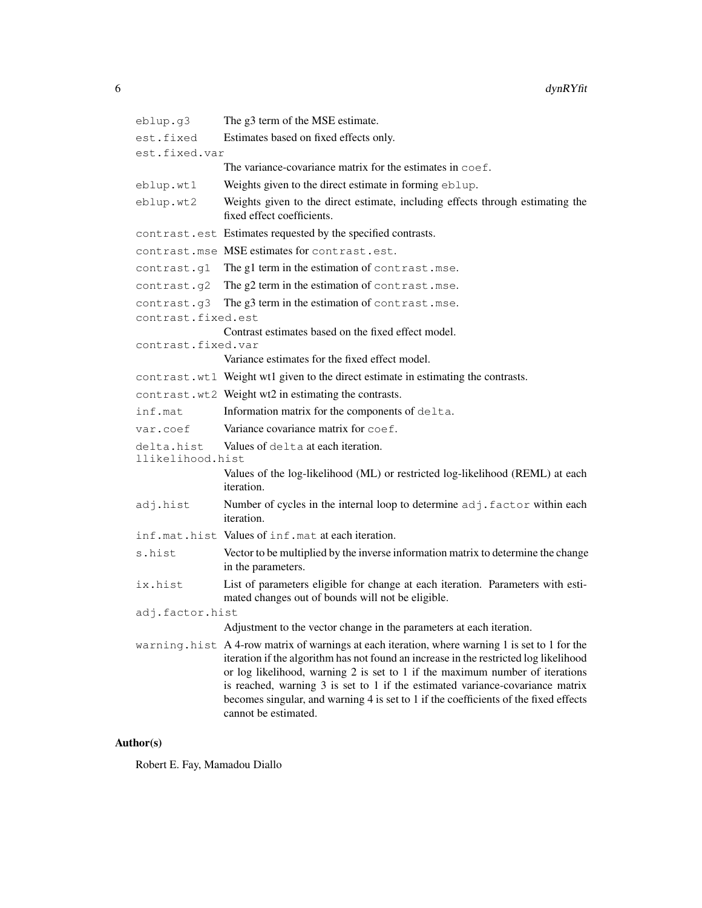`eblup.g3` The g3 term of the MSE estimate.

`est.fixed` Estimates based on fixed effects only.

`est.fixed.var` The variance-covariance matrix for the estimates in `coef`.

`eblup.wt1` Weights given to the direct estimate in forming `eblup`.

`eblup.wt2` Weights given to the direct estimate, including effects through estimating the fixed effect coefficients.

`contrast.est` Estimates requested by the specified contrasts.

`contrast.mse` MSE estimates for `contrast.est`.

`contrast.g1` The g1 term in the estimation of `contrast.mse`.

`contrast.g2` The g2 term in the estimation of `contrast.mse`.

`contrast.g3` The g3 term in the estimation of `contrast.mse`.

`contrast.fixed.est` Contrast estimates based on the fixed effect model.

`contrast.fixed.var` Variance estimates for the fixed effect model.

`contrast.wt1` Weight wt1 given to the direct estimate in estimating the contrasts.

`contrast.wt2` Weight wt2 in estimating the contrasts.

`inf.mat` Information matrix for the components of `delta`.

`var.coef` Variance covariance matrix for `coef`.

`delta.hist` Values of `delta` at each iteration.

`llikelihood.hist` Values of the log-likelihood (ML) or restricted log-likelihood (REML) at each iteration.

`adj.hist` Number of cycles in the internal loop to determine `adj.factor` within each iteration.

`inf.mat.hist` Values of `inf.mat` at each iteration.

`s.hist` Vector to be multiplied by the inverse information matrix to determine the change in the parameters.

`ix.hist` List of parameters eligible for change at each iteration. Parameters with estimated changes out of bounds will not be eligible.

`adj.factor.hist` Adjustment to the vector change in the parameters at each iteration.

`warning.hist` A 4-row matrix of warnings at each iteration, where warning 1 is set to 1 for the iteration if the algorithm has not found an increase in the restricted log likelihood or log likelihood, warning 2 is set to 1 if the maximum number of iterations is reached, warning 3 is set to 1 if the estimated variance-covariance matrix becomes singular, and warning 4 is set to 1 if the coefficients of the fixed effects cannot be estimated.

## Author(s)

Robert E. Fay, Mamadou Diallo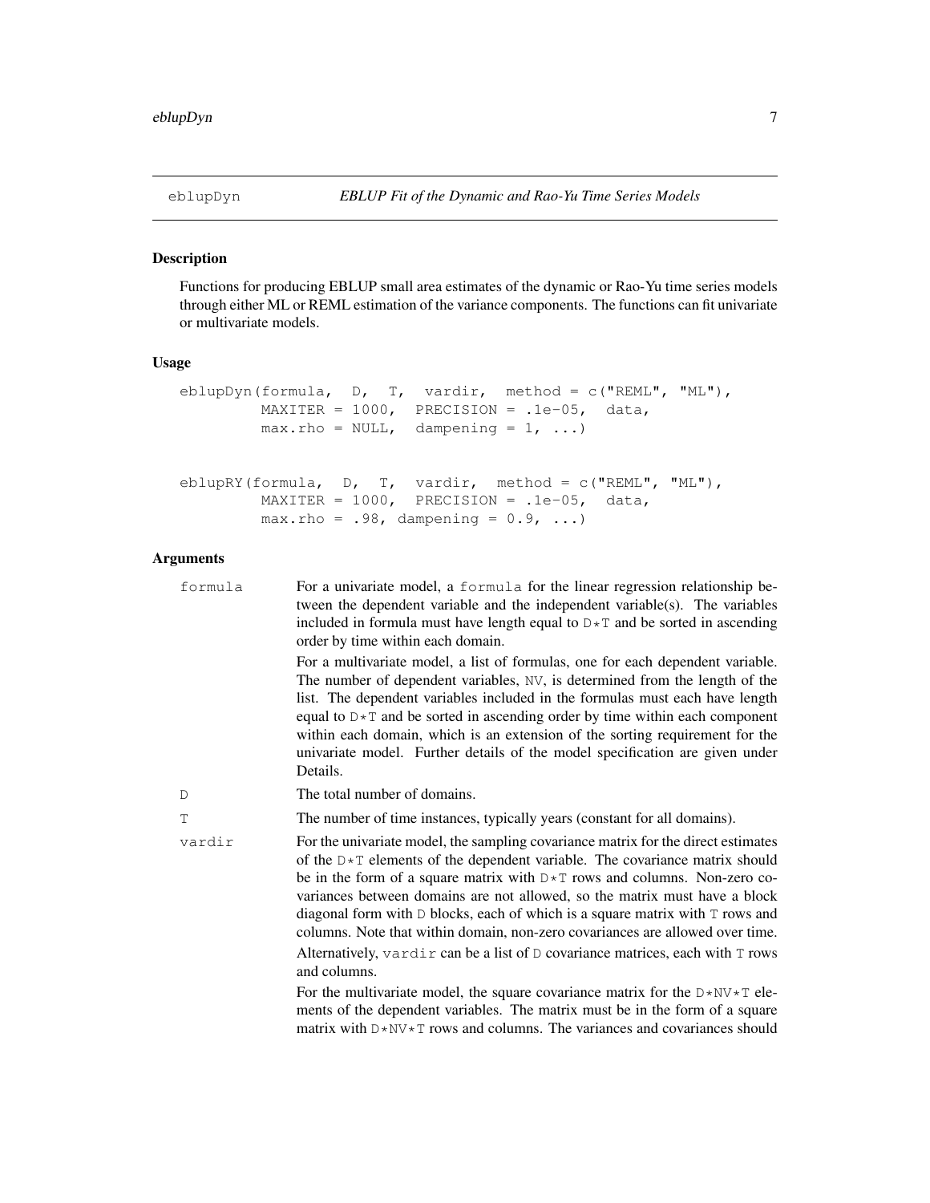## eblupDyn — EBLUP Fit of the Dynamic and Rao-Yu Time Series Models

### Description

Functions for producing EBLUP small area estimates of the dynamic or Rao-Yu time series models through either ML or REML estimation of the variance components. The functions can fit univariate or multivariate models.

### Usage

```
eblupDyn(formula,  D,  T,  vardir,  method = c("REML", "ML"),
         MAXITER = 1000,  PRECISION = .1e-05,  data,
         max.rho = NULL,  dampening = 1, ...)


eblupRY(formula,  D,  T,  vardir,  method = c("REML", "ML"),
         MAXITER = 1000,  PRECISION = .1e-05,  data,
         max.rho = .98, dampening = 0.9, ...)
```

### Arguments

`formula` For a univariate model, a `formula` for the linear regression relationship between the dependent variable and the independent variable(s). The variables included in formula must have length equal to `D*T` and be sorted in ascending order by time within each domain.

For a multivariate model, a list of formulas, one for each dependent variable. The number of dependent variables, `NV`, is determined from the length of the list. The dependent variables included in the formulas must each have length equal to `D*T` and be sorted in ascending order by time within each component within each domain, which is an extension of the sorting requirement for the univariate model. Further details of the model specification are given under Details.

`D` The total number of domains.

`T` The number of time instances, typically years (constant for all domains).

`vardir` For the univariate model, the sampling covariance matrix for the direct estimates of the `D*T` elements of the dependent variable. The covariance matrix should be in the form of a square matrix with `D*T` rows and columns. Non-zero covariances between domains are not allowed, so the matrix must have a block diagonal form with `D` blocks, each of which is a square matrix with `T` rows and columns. Note that within domain, non-zero covariances are allowed over time.

Alternatively, `vardir` can be a list of `D` covariance matrices, each with `T` rows and columns.

For the multivariate model, the square covariance matrix for the `D*NV*T` elements of the dependent variables. The matrix must be in the form of a square matrix with `D*NV*T` rows and columns. The variances and covariances should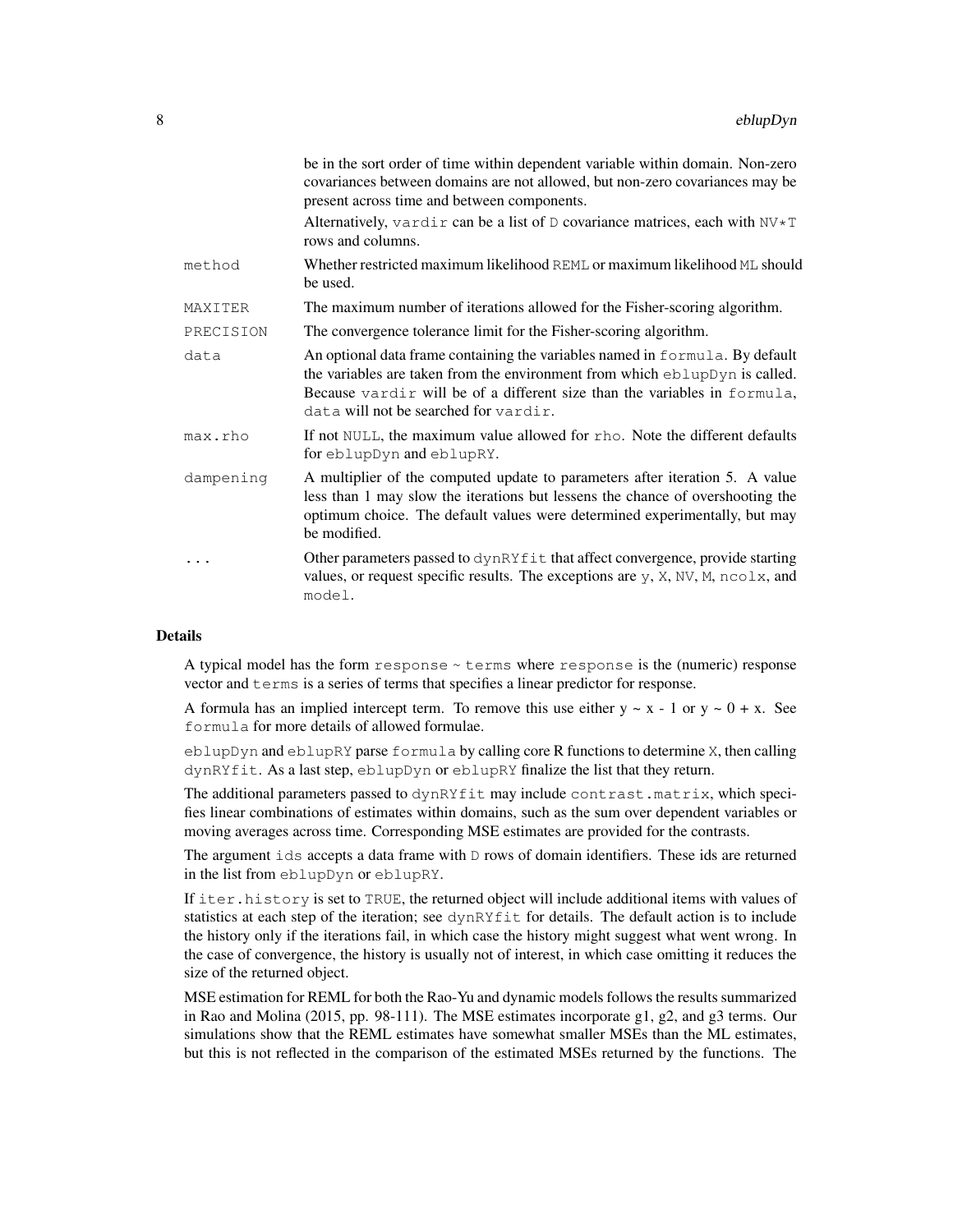| | |
|---|---|
| | be in the sort order of time within dependent variable within domain. Non-zero covariances between domains are not allowed, but non-zero covariances may be present across time and between components.<br>Alternatively, `vardir` can be a list of `D` covariance matrices, each with `NV*T` rows and columns. |
| `method` | Whether restricted maximum likelihood `REML` or maximum likelihood `ML` should be used. |
| `MAXITER` | The maximum number of iterations allowed for the Fisher-scoring algorithm. |
| `PRECISION` | The convergence tolerance limit for the Fisher-scoring algorithm. |
| `data` | An optional data frame containing the variables named in `formula`. By default the variables are taken from the environment from which `eblupDyn` is called. Because `vardir` will be of a different size than the variables in `formula`, `data` will not be searched for `vardir`. |
| `max.rho` | If not `NULL`, the maximum value allowed for `rho`. Note the different defaults for `eblupDyn` and `eblupRY`. |
| `dampening` | A multiplier of the computed update to parameters after iteration 5. A value less than 1 may slow the iterations but lessens the chance of overshooting the optimum choice. The default values were determined experimentally, but may be modified. |
| `...` | Other parameters passed to `dynRYfit` that affect convergence, provide starting values, or request specific results. The exceptions are `y`, `X`, `NV`, `M`, `ncolx`, and `model`. |

## Details

A typical model has the form `response ~ terms` where `response` is the (numeric) response vector and `terms` is a series of terms that specifies a linear predictor for response.

A formula has an implied intercept term. To remove this use either y ~ x - 1 or y ~ 0 + x. See `formula` for more details of allowed formulae.

`eblupDyn` and `eblupRY` parse `formula` by calling core R functions to determine `X`, then calling `dynRYfit`. As a last step, `eblupDyn` or `eblupRY` finalize the list that they return.

The additional parameters passed to `dynRYfit` may include `contrast.matrix`, which specifies linear combinations of estimates within domains, such as the sum over dependent variables or moving averages across time. Corresponding MSE estimates are provided for the contrasts.

The argument `ids` accepts a data frame with `D` rows of domain identifiers. These ids are returned in the list from `eblupDyn` or `eblupRY`.

If `iter.history` is set to `TRUE`, the returned object will include additional items with values of statistics at each step of the iteration; see `dynRYfit` for details. The default action is to include the history only if the iterations fail, in which case the history might suggest what went wrong. In the case of convergence, the history is usually not of interest, in which case omitting it reduces the size of the returned object.

MSE estimation for REML for both the Rao-Yu and dynamic models follows the results summarized in Rao and Molina (2015, pp. 98-111). The MSE estimates incorporate g1, g2, and g3 terms. Our simulations show that the REML estimates have somewhat smaller MSEs than the ML estimates, but this is not reflected in the comparison of the estimated MSEs returned by the functions. The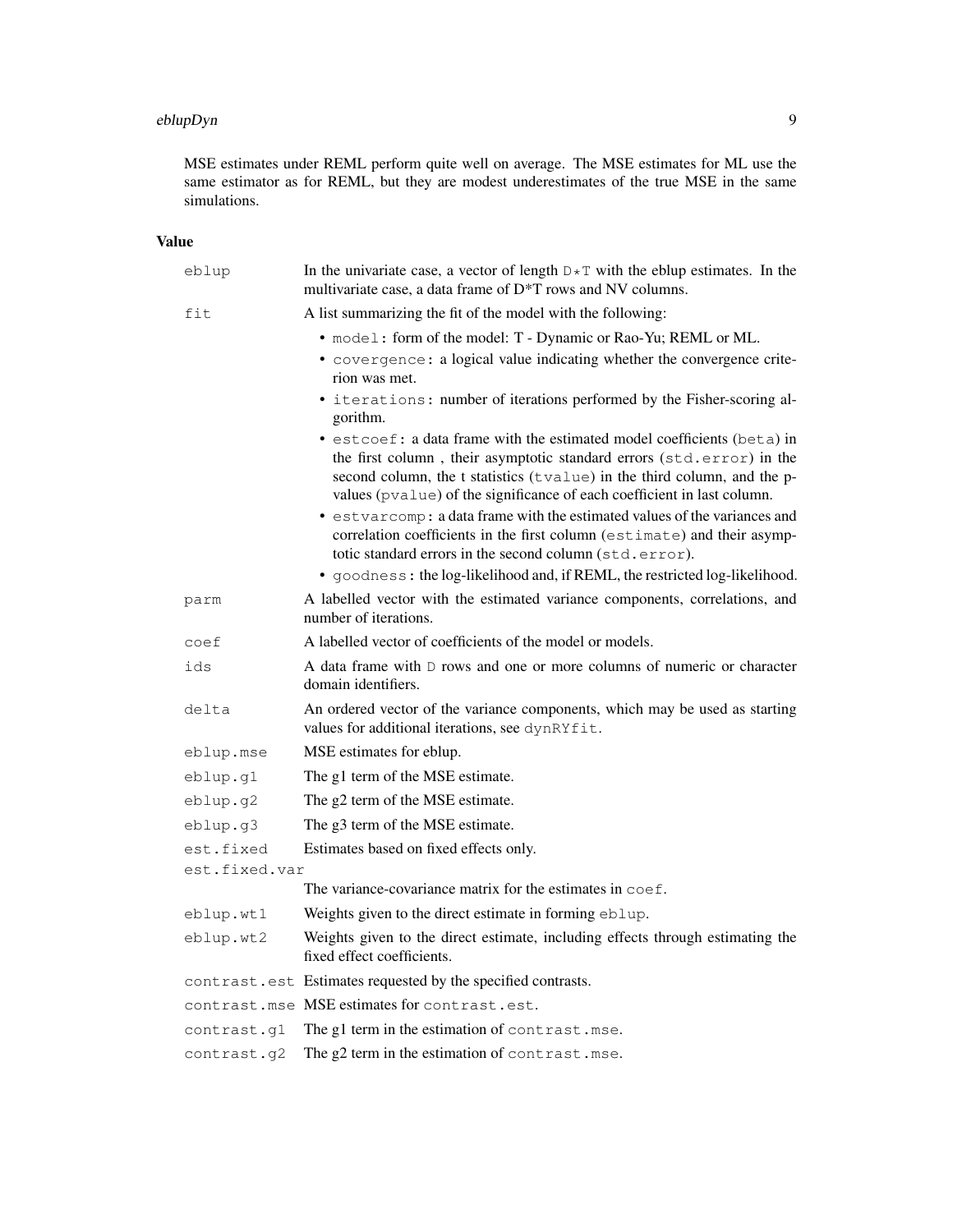MSE estimates under REML perform quite well on average. The MSE estimates for ML use the same estimator as for REML, but they are modest underestimates of the true MSE in the same simulations.

## Value

`eblup` In the univariate case, a vector of length `D*T` with the eblup estimates. In the multivariate case, a data frame of D*T rows and NV columns.

`fit` A list summarizing the fit of the model with the following:

- `model`: form of the model: T - Dynamic or Rao-Yu; REML or ML.
- `covergence`: a logical value indicating whether the convergence criterion was met.
- `iterations`: number of iterations performed by the Fisher-scoring algorithm.
- `estcoef`: a data frame with the estimated model coefficients (`beta`) in the first column , their asymptotic standard errors (`std.error`) in the second column, the t statistics (`tvalue`) in the third column, and the p-values (`pvalue`) of the significance of each coefficient in last column.
- `estvarcomp`: a data frame with the estimated values of the variances and correlation coefficients in the first column (`estimate`) and their asymptotic standard errors in the second column (`std.error`).
- `goodness`: the log-likelihood and, if REML, the restricted log-likelihood.

`parm` A labelled vector with the estimated variance components, correlations, and number of iterations.

`coef` A labelled vector of coefficients of the model or models.

`ids` A data frame with `D` rows and one or more columns of numeric or character domain identifiers.

`delta` An ordered vector of the variance components, which may be used as starting values for additional iterations, see `dynRYfit`.

`eblup.mse` MSE estimates for eblup.

`eblup.g1` The g1 term of the MSE estimate.

`eblup.g2` The g2 term of the MSE estimate.

`eblup.g3` The g3 term of the MSE estimate.

`est.fixed` Estimates based on fixed effects only.

`est.fixed.var` The variance-covariance matrix for the estimates in `coef`.

`eblup.wt1` Weights given to the direct estimate in forming `eblup`.

`eblup.wt2` Weights given to the direct estimate, including effects through estimating the fixed effect coefficients.

`contrast.est` Estimates requested by the specified contrasts.

`contrast.mse` MSE estimates for `contrast.est`.

`contrast.g1` The g1 term in the estimation of `contrast.mse`.

`contrast.g2` The g2 term in the estimation of `contrast.mse`.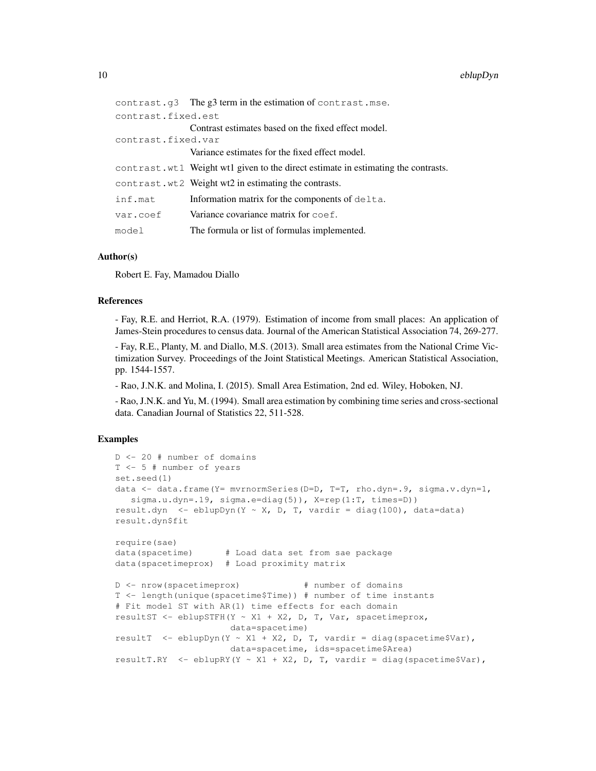| | |
|---|---|
| contrast.g3 | The g3 term in the estimation of contrast.mse. |
| contrast.fixed.est | Contrast estimates based on the fixed effect model. |
| contrast.fixed.var | Variance estimates for the fixed effect model. |
| contrast.wt1 | Weight wt1 given to the direct estimate in estimating the contrasts. |
| contrast.wt2 | Weight wt2 in estimating the contrasts. |
| inf.mat | Information matrix for the components of delta. |
| var.coef | Variance covariance matrix for coef. |
| model | The formula or list of formulas implemented. |

### Author(s)

Robert E. Fay, Mamadou Diallo

### References

- Fay, R.E. and Herriot, R.A. (1979). Estimation of income from small places: An application of James-Stein procedures to census data. Journal of the American Statistical Association 74, 269-277.

- Fay, R.E., Planty, M. and Diallo, M.S. (2013). Small area estimates from the National Crime Victimization Survey. Proceedings of the Joint Statistical Meetings. American Statistical Association, pp. 1544-1557.

- Rao, J.N.K. and Molina, I. (2015). Small Area Estimation, 2nd ed. Wiley, Hoboken, NJ.

- Rao, J.N.K. and Yu, M. (1994). Small area estimation by combining time series and cross-sectional data. Canadian Journal of Statistics 22, 511-528.

### Examples

```
D <- 20 # number of domains
T <- 5 # number of years
set.seed(1)
data <- data.frame(Y= mvrnormSeries(D=D, T=T, rho.dyn=.9, sigma.v.dyn=1,
   sigma.u.dyn=.19, sigma.e=diag(5)), X=rep(1:T, times=D))
result.dyn  <- eblupDyn(Y ~ X, D, T, vardir = diag(100), data=data)
result.dyn$fit

require(sae)
data(spacetime)      # Load data set from sae package
data(spacetimeprox)  # Load proximity matrix

D <- nrow(spacetimeprox)            # number of domains
T <- length(unique(spacetime$Time)) # number of time instants
# Fit model ST with AR(1) time effects for each domain
resultST <- eblupSTFH(Y ~ X1 + X2, D, T, Var, spacetimeprox,
                     data=spacetime)
resultT  <- eblupDyn(Y ~ X1 + X2, D, T, vardir = diag(spacetime$Var),
                     data=spacetime, ids=spacetime$Area)
resultT.RY  <- eblupRY(Y ~ X1 + X2, D, T, vardir = diag(spacetime$Var),
```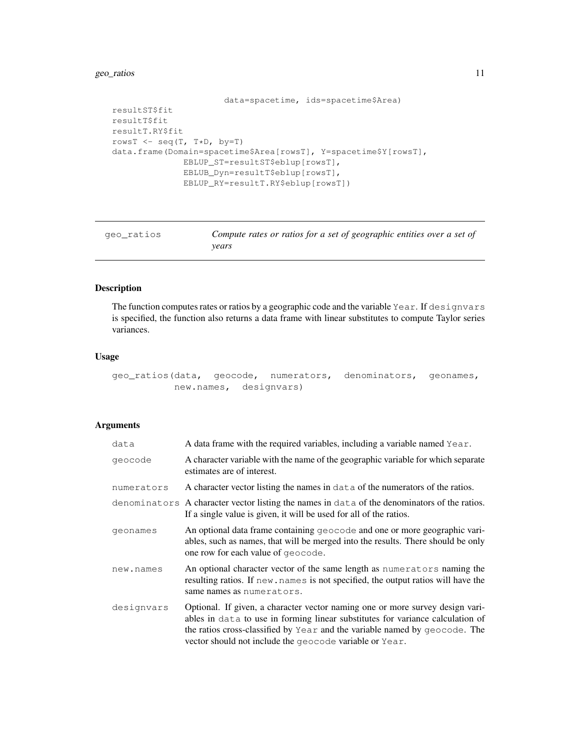```
                        data=spacetime, ids=spacetime$Area)
resultST$fit
resultT$fit
resultT.RY$fit
rowsT <- seq(T, T*D, by=T)
data.frame(Domain=spacetime$Area[rowsT], Y=spacetime$Y[rowsT],
           EBLUP_ST=resultST$eblup[rowsT],
           EBLUB_Dyn=resultT$eblup[rowsT],
           EBLUP_RY=resultT.RY$eblup[rowsT])
```

---

## geo_ratios — *Compute rates or ratios for a set of geographic entities over a set of years*

---

### Description

The function computes rates or ratios by a geographic code and the variable `Year`. If `designvars` is specified, the function also returns a data frame with linear substitutes to compute Taylor series variances.

### Usage

```
geo_ratios(data, geocode, numerators, denominators, geonames,
           new.names, designvars)
```

### Arguments

| | |
|---|---|
| `data` | A data frame with the required variables, including a variable named `Year`. |
| `geocode` | A character variable with the name of the geographic variable for which separate estimates are of interest. |
| `numerators` | A character vector listing the names in `data` of the numerators of the ratios. |
| `denominators` | A character vector listing the names in `data` of the denominators of the ratios. If a single value is given, it will be used for all of the ratios. |
| `geonames` | An optional data frame containing `geocode` and one or more geographic variables, such as names, that will be merged into the results. There should be only one row for each value of `geocode`. |
| `new.names` | An optional character vector of the same length as `numerators` naming the resulting ratios. If `new.names` is not specified, the output ratios will have the same names as `numerators`. |
| `designvars` | Optional. If given, a character vector naming one or more survey design variables in `data` to use in forming linear substitutes for variance calculation of the ratios cross-classified by `Year` and the variable named by `geocode`. The vector should not include the `geocode` variable or `Year`. |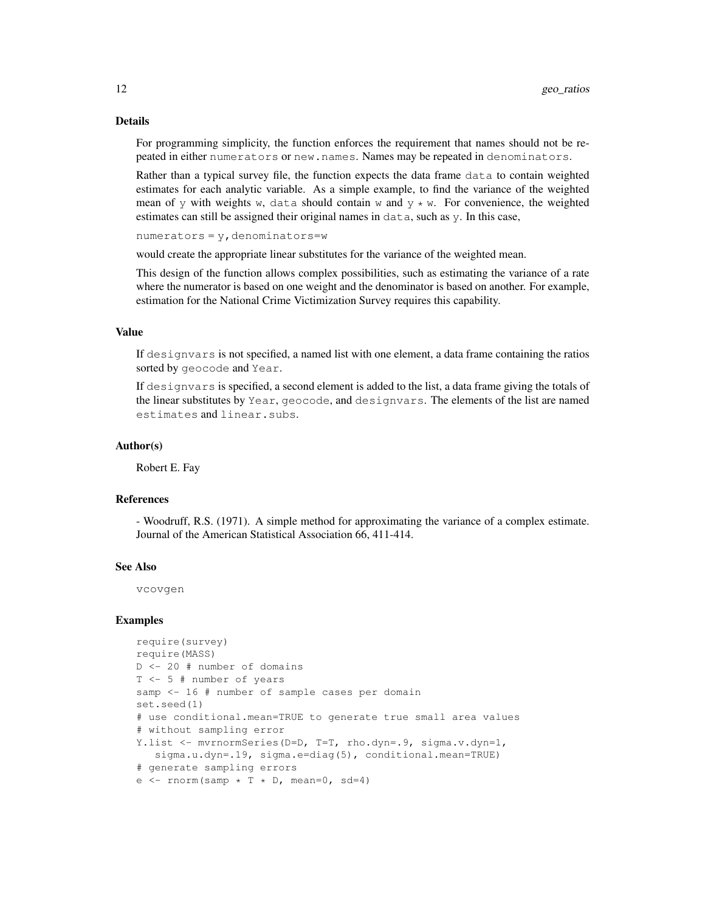## Details

For programming simplicity, the function enforces the requirement that names should not be repeated in either `numerators` or `new.names`. Names may be repeated in `denominators`.

Rather than a typical survey file, the function expects the data frame `data` to contain weighted estimates for each analytic variable. As a simple example, to find the variance of the weighted mean of `y` with weights `w`, `data` should contain `w` and `y * w`. For convenience, the weighted estimates can still be assigned their original names in `data`, such as `y`. In this case,

`numerators = y,denominators=w`

would create the appropriate linear substitutes for the variance of the weighted mean.

This design of the function allows complex possibilities, such as estimating the variance of a rate where the numerator is based on one weight and the denominator is based on another. For example, estimation for the National Crime Victimization Survey requires this capability.

## Value

If `designvars` is not specified, a named list with one element, a data frame containing the ratios sorted by `geocode` and `Year`.

If `designvars` is specified, a second element is added to the list, a data frame giving the totals of the linear substitutes by `Year`, `geocode`, and `designvars`. The elements of the list are named `estimates` and `linear.subs`.

## Author(s)

Robert E. Fay

## References

- Woodruff, R.S. (1971). A simple method for approximating the variance of a complex estimate. Journal of the American Statistical Association 66, 411-414.

## See Also

vcovgen

## Examples

```
require(survey)
require(MASS)
D <- 20 # number of domains
T <- 5 # number of years
samp <- 16 # number of sample cases per domain
set.seed(1)
# use conditional.mean=TRUE to generate true small area values
# without sampling error
Y.list <- mvrnormSeries(D=D, T=T, rho.dyn=.9, sigma.v.dyn=1,
   sigma.u.dyn=.19, sigma.e=diag(5), conditional.mean=TRUE)
# generate sampling errors
e <- rnorm(samp * T * D, mean=0, sd=4)
```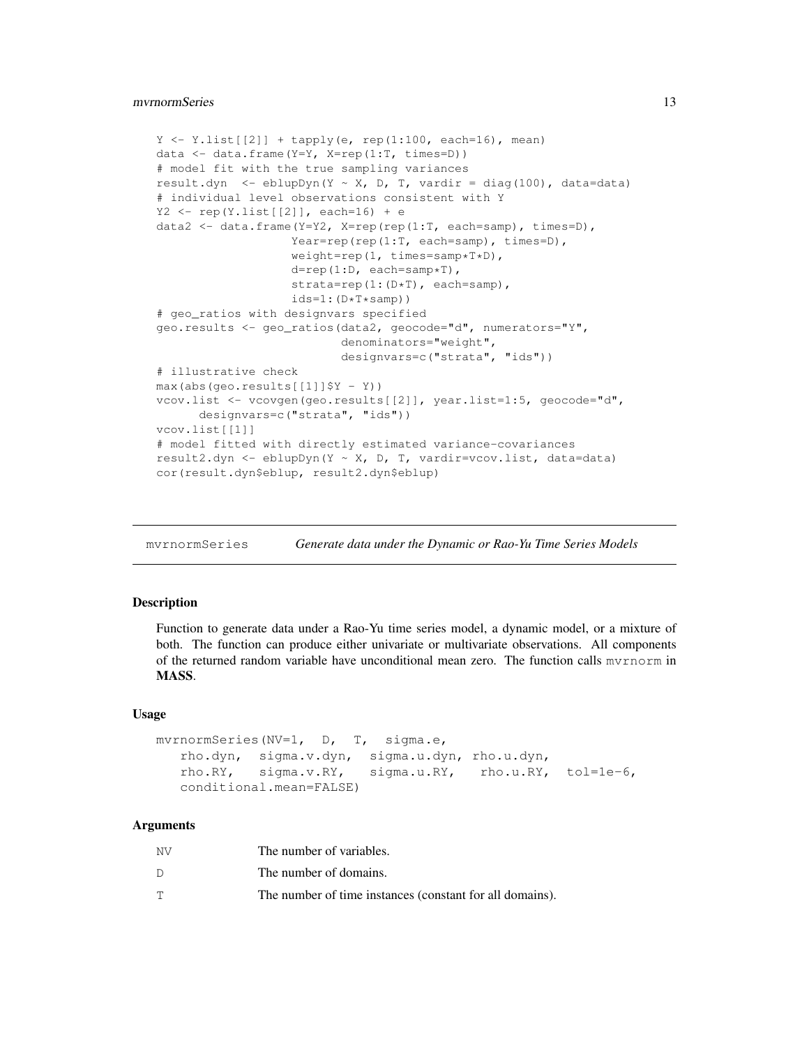```
Y <- Y.list[[2]] + tapply(e, rep(1:100, each=16), mean)
data <- data.frame(Y=Y, X=rep(1:T, times=D))
# model fit with the true sampling variances
result.dyn  <- eblupDyn(Y ~ X, D, T, vardir = diag(100), data=data)
# individual level observations consistent with Y
Y2 <- rep(Y.list[[2]], each=16) + e
data2 <- data.frame(Y=Y2, X=rep(rep(1:T, each=samp), times=D),
                    Year=rep(rep(1:T, each=samp), times=D),
                    weight=rep(1, times=samp*T*D),
                    d=rep(1:D, each=samp*T),
                    strata=rep(1:(D*T), each=samp),
                    ids=1:(D*T*samp))
# geo_ratios with designvars specified
geo.results <- geo_ratios(data2, geocode="d", numerators="Y",
                          denominators="weight",
                          designvars=c("strata", "ids"))
# illustrative check
max(abs(geo.results[[1]]$Y - Y))
vcov.list <- vcovgen(geo.results[[2]], year.list=1:5, geocode="d",
      designvars=c("strata", "ids"))
vcov.list[[1]]
# model fitted with directly estimated variance-covariances
result2.dyn <- eblupDyn(Y ~ X, D, T, vardir=vcov.list, data=data)
cor(result.dyn$eblup, result2.dyn$eblup)
```

## mvrnormSeries *Generate data under the Dynamic or Rao-Yu Time Series Models*

### Description

Function to generate data under a Rao-Yu time series model, a dynamic model, or a mixture of both. The function can produce either univariate or multivariate observations. All components of the returned random variable have unconditional mean zero. The function calls `mvrnorm` in **MASS**.

### Usage

```
mvrnormSeries(NV=1,  D,  T,  sigma.e,
   rho.dyn,  sigma.v.dyn,  sigma.u.dyn, rho.u.dyn,
   rho.RY,   sigma.v.RY,   sigma.u.RY,   rho.u.RY,  tol=1e-6,
   conditional.mean=FALSE)
```

### Arguments

| | |
|---|---|
| NV | The number of variables. |
| D | The number of domains. |
| T | The number of time instances (constant for all domains). |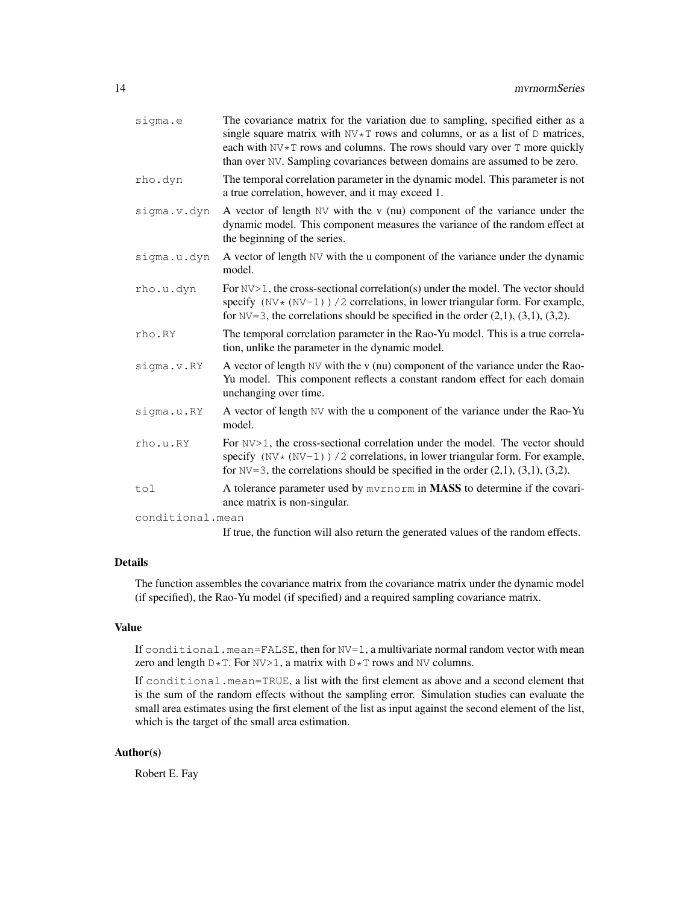| | |
|---|---|
| `sigma.e` | The covariance matrix for the variation due to sampling, specified either as a single square matrix with `NV*T` rows and columns, or as a list of `D` matrices, each with `NV*T` rows and columns. The rows should vary over `T` more quickly than over `NV`. Sampling covariances between domains are assumed to be zero. |
| `rho.dyn` | The temporal correlation parameter in the dynamic model. This parameter is not a true correlation, however, and it may exceed 1. |
| `sigma.v.dyn` | A vector of length `NV` with the v (nu) component of the variance under the dynamic model. This component measures the variance of the random effect at the beginning of the series. |
| `sigma.u.dyn` | A vector of length `NV` with the u component of the variance under the dynamic model. |
| `rho.u.dyn` | For `NV>1`, the cross-sectional correlation(s) under the model. The vector should specify `(NV*(NV-1))/2` correlations, in lower triangular form. For example, for `NV=3`, the correlations should be specified in the order (2,1), (3,1), (3,2). |
| `rho.RY` | The temporal correlation parameter in the Rao-Yu model. This is a true correlation, unlike the parameter in the dynamic model. |
| `sigma.v.RY` | A vector of length `NV` with the v (nu) component of the variance under the Rao-Yu model. This component reflects a constant random effect for each domain unchanging over time. |
| `sigma.u.RY` | A vector of length `NV` with the u component of the variance under the Rao-Yu model. |
| `rho.u.RY` | For `NV>1`, the cross-sectional correlation under the model. The vector should specify `(NV*(NV-1))/2` correlations, in lower triangular form. For example, for `NV=3`, the correlations should be specified in the order (2,1), (3,1), (3,2). |
| `tol` | A tolerance parameter used by `mvrnorm` in **MASS** to determine if the covariance matrix is non-singular. |
| `conditional.mean` | If true, the function will also return the generated values of the random effects. |

## Details

The function assembles the covariance matrix from the covariance matrix under the dynamic model (if specified), the Rao-Yu model (if specified) and a required sampling covariance matrix.

## Value

If `conditional.mean=FALSE`, then for `NV=1`, a multivariate normal random vector with mean zero and length `D*T`. For `NV>1`, a matrix with `D*T` rows and `NV` columns.

If `conditional.mean=TRUE`, a list with the first element as above and a second element that is the sum of the random effects without the sampling error. Simulation studies can evaluate the small area estimates using the first element of the list as input against the second element of the list, which is the target of the small area estimation.

## Author(s)

Robert E. Fay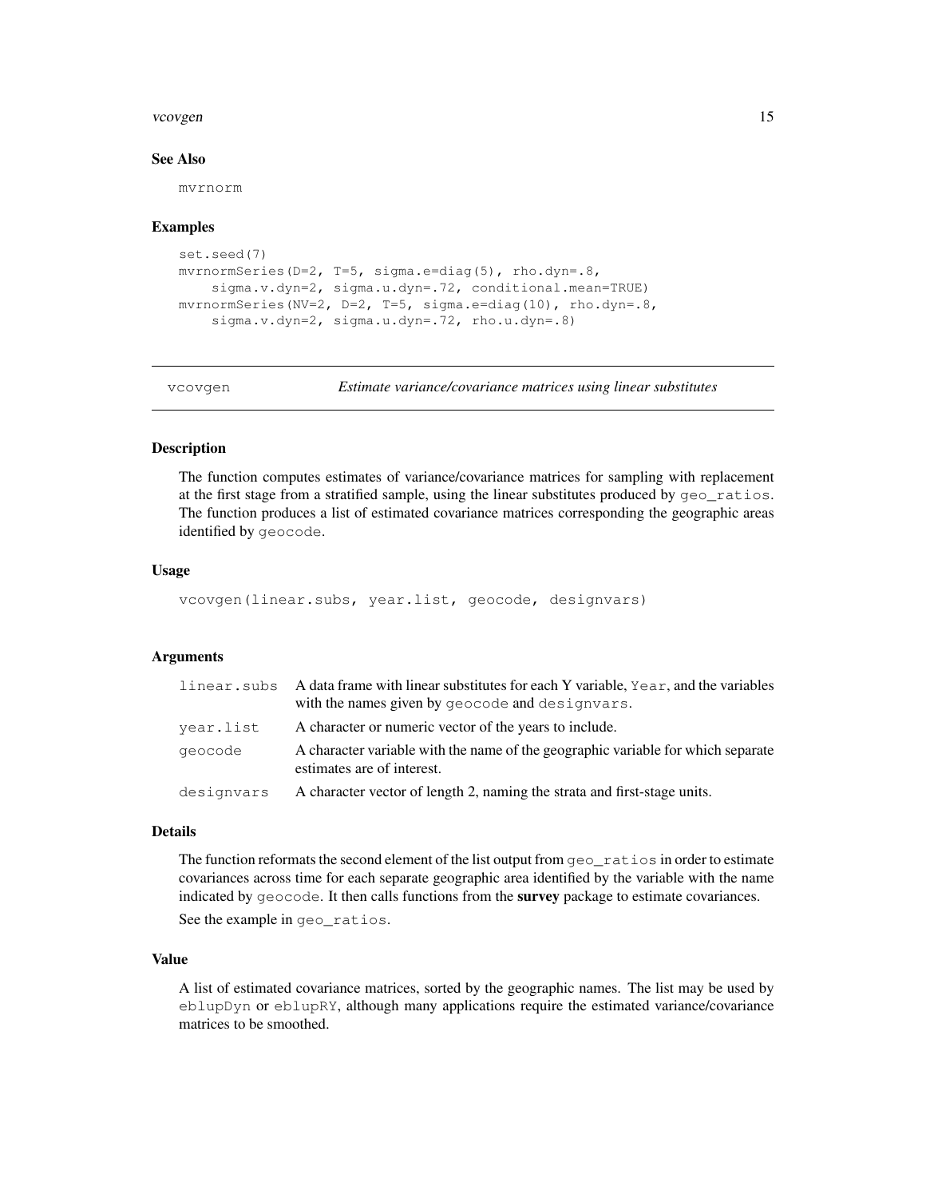### See Also

mvrnorm

### Examples

```
set.seed(7)
mvrnormSeries(D=2, T=5, sigma.e=diag(5), rho.dyn=.8,
    sigma.v.dyn=2, sigma.u.dyn=.72, conditional.mean=TRUE)
mvrnormSeries(NV=2, D=2, T=5, sigma.e=diag(10), rho.dyn=.8,
    sigma.v.dyn=2, sigma.u.dyn=.72, rho.u.dyn=.8)
```

---

## vcovgen — *Estimate variance/covariance matrices using linear substitutes*

---

### Description

The function computes estimates of variance/covariance matrices for sampling with replacement at the first stage from a stratified sample, using the linear substitutes produced by `geo_ratios`. The function produces a list of estimated covariance matrices corresponding the geographic areas identified by `geocode`.

### Usage

```
vcovgen(linear.subs, year.list, geocode, designvars)
```

### Arguments

| | |
|---|---|
| `linear.subs` | A data frame with linear substitutes for each Y variable, `Year`, and the variables with the names given by `geocode` and `designvars`. |
| `year.list` | A character or numeric vector of the years to include. |
| `geocode` | A character variable with the name of the geographic variable for which separate estimates are of interest. |
| `designvars` | A character vector of length 2, naming the strata and first-stage units. |

### Details

The function reformats the second element of the list output from `geo_ratios` in order to estimate covariances across time for each separate geographic area identified by the variable with the name indicated by `geocode`. It then calls functions from the **survey** package to estimate covariances.

See the example in `geo_ratios`.

### Value

A list of estimated covariance matrices, sorted by the geographic names. The list may be used by `eblupDyn` or `eblupRY`, although many applications require the estimated variance/covariance matrices to be smoothed.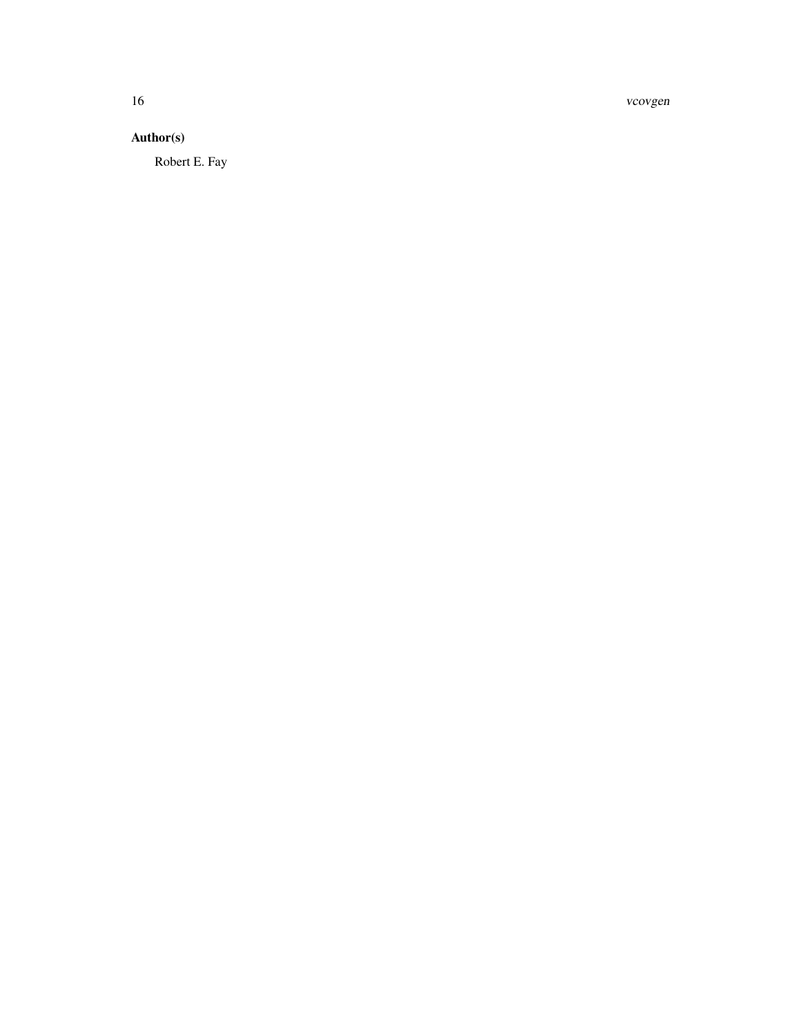### Author(s)

Robert E. Fay